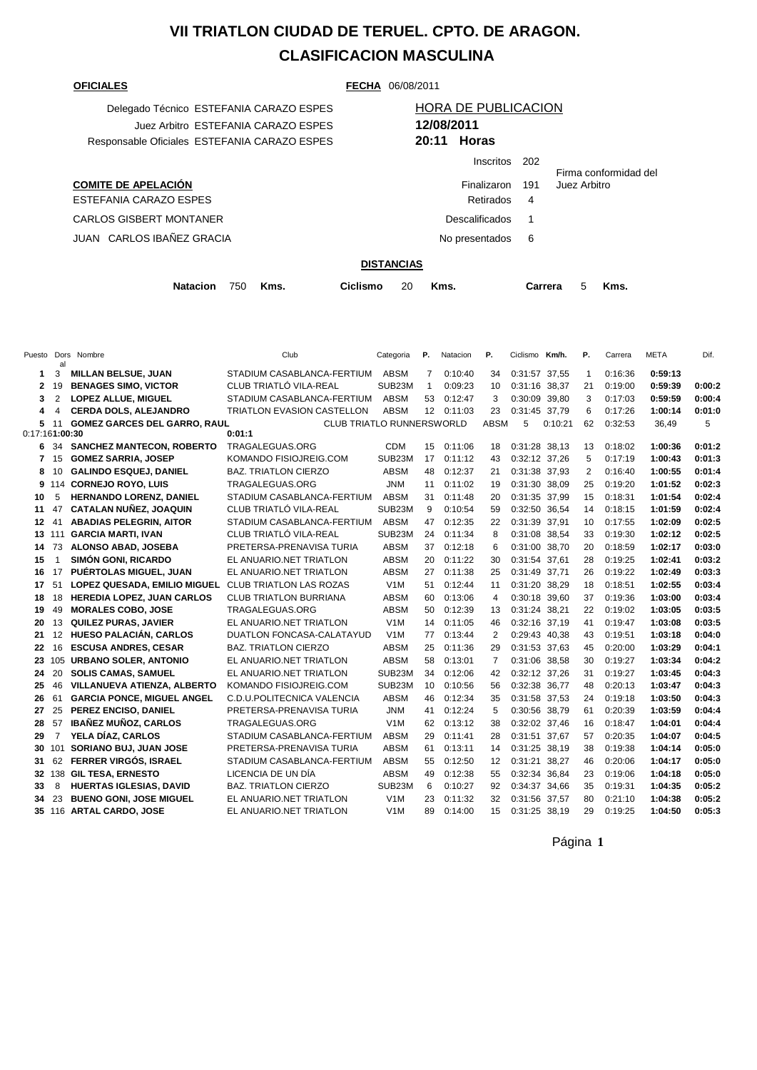# VII TRIATLON CIUDAD DE TERUEL. CPTO. DE ARAGON.

## CLASIFICACION MASCULINA

**OFICIALES**

**FECHA** 06/08/2011

Delegado Técnico ESTEFANIA CARAZO ESPES
Juez Arbitro ESTEFANIA CARAZO ESPES
Responsable Oficiales ESTEFANIA CARAZO ESPES

HORA DE PUBLICACION
**12/08/2011**
**20:11 Horas**

| | |
|---|---|
| Inscritos | 202 |
| Finalizaron | 191 |
| Retirados | 4 |
| Descalificados | 1 |
| No presentados | 6 |

Firma conformidad del Juez Arbitro

**COMITE DE APELACIÓN**

ESTEFANIA CARAZO ESPES

CARLOS GISBERT MONTANER

JUAN CARLOS IBAÑEZ GRACIA

**DISTANCIAS**

**Natacion** 750 **Kms.** **Ciclismo** 20 **Kms.** **Carrera** 5 **Kms.**

| Puesto | Dorsal | Nombre | Club | Categoria | P. | Natacion | P. | Ciclismo | Km/h. | P. | Carrera | META | Dif. |
|---|---|---|---|---|---|---|---|---|---|---|---|---|---|
| 1 | 3 | **MILLAN BELSUE, JUAN** | STADIUM CASABLANCA-FERTIUM | ABSM | 7 | 0:10:40 | 34 | 0:31:57 | 37,55 | 1 | 0:16:36 | **0:59:13** | |
| 2 | 19 | **BENAGES SIMO, VICTOR** | CLUB TRIATLÓ VILA-REAL | SUB23M | 1 | 0:09:23 | 10 | 0:31:16 | 38,37 | 21 | 0:19:00 | **0:59:39** | **0:00:2** |
| 3 | 2 | **LOPEZ ALLUE, MIGUEL** | STADIUM CASABLANCA-FERTIUM | ABSM | 53 | 0:12:47 | 3 | 0:30:09 | 39,80 | 3 | 0:17:03 | **0:59:59** | **0:00:4** |
| 4 | 4 | **CERDA DOLS, ALEJANDRO** | TRIATLON EVASION CASTELLON | ABSM | 12 | 0:11:03 | 23 | 0:31:45 | 37,79 | 6 | 0:17:26 | **1:00:14** | **0:01:0** |
| 5 | 11 | **GOMEZ GARCES DEL GARRO, RAUL** | CLUB TRIATLO RUNNERSWORLD | ABSM | 5 | 0:10:21 | 62 | 0:32:53 | 36,49 | 5 | 0:17:16 | **1:00:30** | **0:01:1** |
| 6 | 34 | **SANCHEZ MANTECON, ROBERTO** | TRAGALEGUAS.ORG | CDM | 15 | 0:11:06 | 18 | 0:31:28 | 38,13 | 13 | 0:18:02 | **1:00:36** | **0:01:2** |
| 7 | 15 | **GOMEZ SARRIA, JOSEP** | KOMANDO FISIOJREIG.COM | SUB23M | 17 | 0:11:12 | 43 | 0:32:12 | 37,26 | 5 | 0:17:19 | **1:00:43** | **0:01:3** |
| 8 | 10 | **GALINDO ESQUEJ, DANIEL** | BAZ. TRIATLON CIERZO | ABSM | 48 | 0:12:37 | 21 | 0:31:38 | 37,93 | 2 | 0:16:40 | **1:00:55** | **0:01:4** |
| 9 | 114 | **CORNEJO ROYO, LUIS** | TRAGALEGUAS.ORG | JNM | 11 | 0:11:02 | 19 | 0:31:30 | 38,09 | 25 | 0:19:20 | **1:01:52** | **0:02:3** |
| 10 | 5 | **HERNANDO LORENZ, DANIEL** | STADIUM CASABLANCA-FERTIUM | ABSM | 31 | 0:11:48 | 20 | 0:31:35 | 37,99 | 15 | 0:18:31 | **1:01:54** | **0:02:4** |
| 11 | 47 | **CATALAN NUÑEZ, JOAQUIN** | CLUB TRIATLÓ VILA-REAL | SUB23M | 9 | 0:10:54 | 59 | 0:32:50 | 36,54 | 14 | 0:18:15 | **1:01:59** | **0:02:4** |
| 12 | 41 | **ABADIAS PELEGRIN, AITOR** | STADIUM CASABLANCA-FERTIUM | ABSM | 47 | 0:12:35 | 22 | 0:31:39 | 37,91 | 10 | 0:17:55 | **1:02:09** | **0:02:5** |
| 13 | 111 | **GARCIA MARTI, IVAN** | CLUB TRIATLÓ VILA-REAL | SUB23M | 24 | 0:11:34 | 8 | 0:31:08 | 38,54 | 33 | 0:19:30 | **1:02:12** | **0:02:5** |
| 14 | 73 | **ALONSO ABAD, JOSEBA** | PRETERSA-PRENAVISA TURIA | ABSM | 37 | 0:12:18 | 6 | 0:31:00 | 38,70 | 20 | 0:18:59 | **1:02:17** | **0:03:0** |
| 15 | 1 | **SIMÓN GONI, RICARDO** | EL ANUARIO.NET TRIATLON | ABSM | 20 | 0:11:22 | 30 | 0:31:54 | 37,61 | 28 | 0:19:25 | **1:02:41** | **0:03:2** |
| 16 | 17 | **PUÉRTOLAS MIGUEL, JUAN** | EL ANUARIO.NET TRIATLON | ABSM | 27 | 0:11:38 | 25 | 0:31:49 | 37,71 | 26 | 0:19:22 | **1:02:49** | **0:03:3** |
| 17 | 51 | **LOPEZ QUESADA, EMILIO MIGUEL** | CLUB TRIATLON LAS ROZAS | V1M | 51 | 0:12:44 | 11 | 0:31:20 | 38,29 | 18 | 0:18:51 | **1:02:55** | **0:03:4** |
| 18 | 18 | **HEREDIA LOPEZ, JUAN CARLOS** | CLUB TRIATLON BURRIANA | ABSM | 60 | 0:13:06 | 4 | 0:30:18 | 39,60 | 37 | 0:19:36 | **1:03:00** | **0:03:4** |
| 19 | 49 | **MORALES COBO, JOSE** | TRAGALEGUAS.ORG | ABSM | 50 | 0:12:39 | 13 | 0:31:24 | 38,21 | 22 | 0:19:02 | **1:03:05** | **0:03:5** |
| 20 | 13 | **QUILEZ PURAS, JAVIER** | EL ANUARIO.NET TRIATLON | V1M | 14 | 0:11:05 | 46 | 0:32:16 | 37,19 | 41 | 0:19:47 | **1:03:08** | **0:03:5** |
| 21 | 12 | **HUESO PALACIÁN, CARLOS** | DUATLON FONCASA-CALATAYUD | V1M | 77 | 0:13:44 | 2 | 0:29:43 | 40,38 | 43 | 0:19:51 | **1:03:18** | **0:04:0** |
| 22 | 16 | **ESCUSA ANDRES, CESAR** | BAZ. TRIATLON CIERZO | ABSM | 25 | 0:11:36 | 29 | 0:31:53 | 37,63 | 45 | 0:20:00 | **1:03:29** | **0:04:1** |
| 23 | 105 | **URBANO SOLER, ANTONIO** | EL ANUARIO.NET TRIATLON | ABSM | 58 | 0:13:01 | 7 | 0:31:06 | 38,58 | 30 | 0:19:27 | **1:03:34** | **0:04:2** |
| 24 | 20 | **SOLIS CAMAS, SAMUEL** | EL ANUARIO.NET TRIATLON | SUB23M | 34 | 0:12:06 | 42 | 0:32:12 | 37,26 | 31 | 0:19:27 | **1:03:45** | **0:04:3** |
| 25 | 46 | **VILLANUEVA ATIENZA, ALBERTO** | KOMANDO FISIOJREIG.COM | SUB23M | 10 | 0:10:56 | 56 | 0:32:38 | 36,77 | 48 | 0:20:13 | **1:03:47** | **0:04:3** |
| 26 | 61 | **GARCIA PONCE, MIGUEL ANGEL** | C.D.U.POLITECNICA VALENCIA | ABSM | 46 | 0:12:34 | 35 | 0:31:58 | 37,53 | 24 | 0:19:18 | **1:03:50** | **0:04:3** |
| 27 | 25 | **PEREZ ENCISO, DANIEL** | PRETERSA-PRENAVISA TURIA | JNM | 41 | 0:12:24 | 5 | 0:30:56 | 38,79 | 61 | 0:20:39 | **1:03:59** | **0:04:4** |
| 28 | 57 | **IBAÑEZ MUÑOZ, CARLOS** | TRAGALEGUAS.ORG | V1M | 62 | 0:13:12 | 38 | 0:32:02 | 37,46 | 16 | 0:18:47 | **1:04:01** | **0:04:4** |
| 29 | 7 | **YELA DÍAZ, CARLOS** | STADIUM CASABLANCA-FERTIUM | ABSM | 29 | 0:11:41 | 28 | 0:31:51 | 37,67 | 57 | 0:20:35 | **1:04:07** | **0:04:5** |
| 30 | 101 | **SORIANO BUJ, JUAN JOSE** | PRETERSA-PRENAVISA TURIA | ABSM | 61 | 0:13:11 | 14 | 0:31:25 | 38,19 | 38 | 0:19:38 | **1:04:14** | **0:05:0** |
| 31 | 62 | **FERRER VIRGÓS, ISRAEL** | STADIUM CASABLANCA-FERTIUM | ABSM | 55 | 0:12:50 | 12 | 0:31:21 | 38,27 | 46 | 0:20:06 | **1:04:17** | **0:05:0** |
| 32 | 138 | **GIL TESA, ERNESTO** | LICENCIA DE UN DÍA | ABSM | 49 | 0:12:38 | 55 | 0:32:34 | 36,84 | 23 | 0:19:06 | **1:04:18** | **0:05:0** |
| 33 | 8 | **HUERTAS IGLESIAS, DAVID** | BAZ. TRIATLON CIERZO | SUB23M | 6 | 0:10:27 | 92 | 0:34:37 | 34,66 | 35 | 0:19:31 | **1:04:35** | **0:05:2** |
| 34 | 23 | **BUENO GONI, JOSE MIGUEL** | EL ANUARIO.NET TRIATLON | V1M | 23 | 0:11:32 | 32 | 0:31:56 | 37,57 | 80 | 0:21:10 | **1:04:38** | **0:05:2** |
| 35 | 116 | **ARTAL CARDO, JOSE** | EL ANUARIO.NET TRIATLON | V1M | 89 | 0:14:00 | 15 | 0:31:25 | 38,19 | 29 | 0:19:25 | **1:04:50** | **0:05:3** |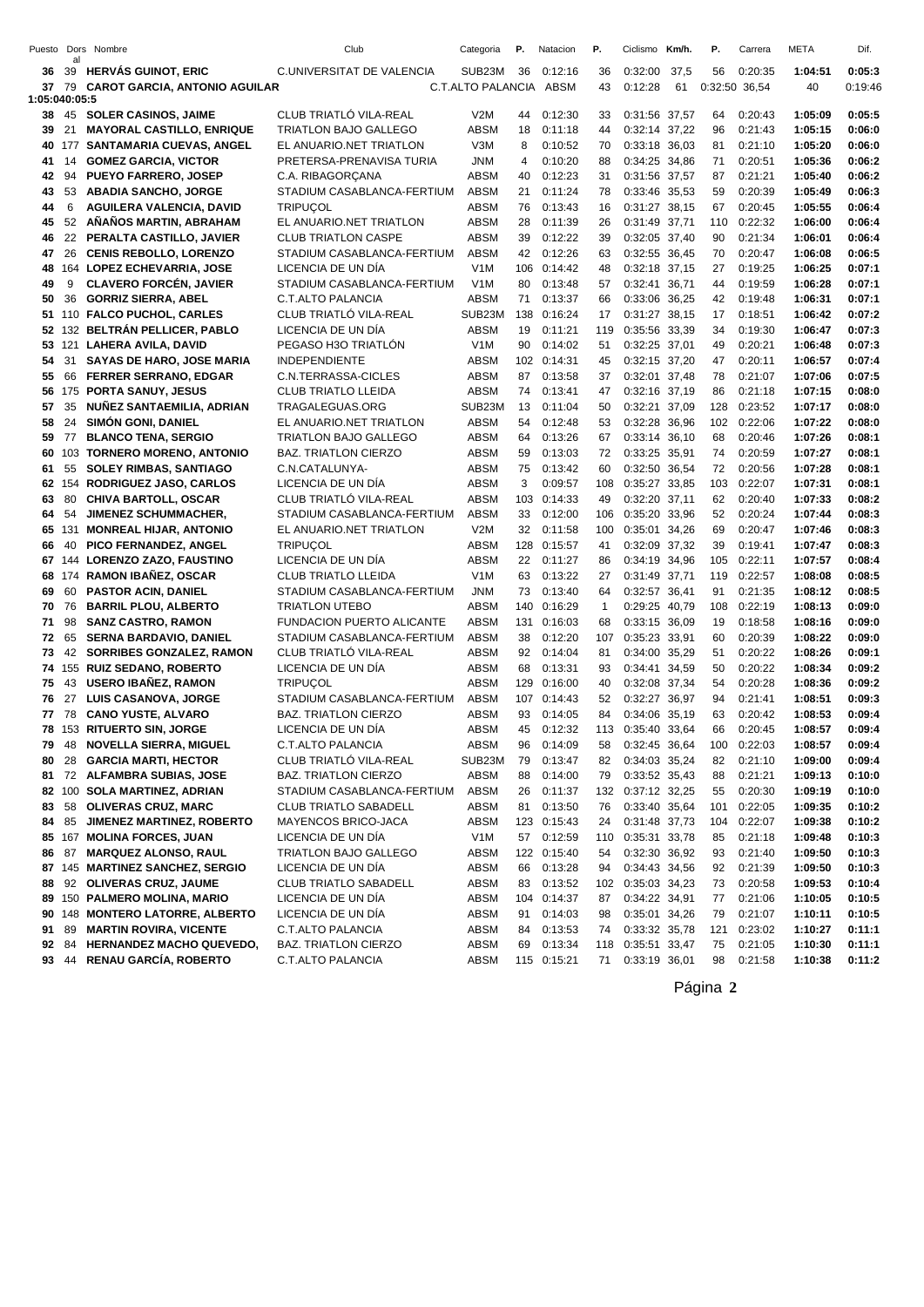| Puesto | Dorsal | Nombre | Club | Categoria | P. | Natacion | P. | Ciclismo | Km/h. | P. | Carrera | META | Dif. |
|---|---|---|---|---|---|---|---|---|---|---|---|---|---|
| 36 | 39 | HERVÁS GUINOT, ERIC | C.UNIVERSITAT DE VALENCIA | SUB23M | 36 | 0:12:16 | 36 | 0:32:00 | 37,5 | 56 | 0:20:35 | 1:04:51 | 0:05:3 |
| 37 | 79 | CAROT GARCIA, ANTONIO AGUILAR | C.T.ALTO PALANCIA | ABSM | 43 | 0:12:28 | 61 | 0:32:50 | 36,54 | 40 | 0:19:46 | 1:05:04 | 0:05:5 |
| 38 | 45 | SOLER CASINOS, JAIME | CLUB TRIATLÓ VILA-REAL | V2M | 44 | 0:12:30 | 33 | 0:31:56 | 37,57 | 64 | 0:20:43 | 1:05:09 | 0:05:5 |
| 39 | 21 | MAYORAL CASTILLO, ENRIQUE | TRIATLON BAJO GALLEGO | ABSM | 18 | 0:11:18 | 44 | 0:32:14 | 37,22 | 96 | 0:21:43 | 1:05:15 | 0:06:0 |
| 40 | 177 | SANTAMARIA CUEVAS, ANGEL | EL ANUARIO.NET TRIATLON | V3M | 8 | 0:10:52 | 70 | 0:33:18 | 36,03 | 81 | 0:21:10 | 1:05:20 | 0:06:0 |
| 41 | 14 | GOMEZ GARCIA, VICTOR | PRETERSA-PRENAVISA TURIA | JNM | 4 | 0:10:20 | 88 | 0:34:25 | 34,86 | 71 | 0:20:51 | 1:05:36 | 0:06:2 |
| 42 | 94 | PUEYO FARRERO, JOSEP | C.A. RIBAGORÇANA | ABSM | 40 | 0:12:23 | 31 | 0:31:56 | 37,57 | 87 | 0:21:21 | 1:05:40 | 0:06:2 |
| 43 | 53 | ABADIA SANCHO, JORGE | STADIUM CASABLANCA-FERTIUM | ABSM | 21 | 0:11:24 | 78 | 0:33:46 | 35,53 | 59 | 0:20:39 | 1:05:49 | 0:06:3 |
| 44 | 6 | AGUILERA VALENCIA, DAVID | TRIPUÇOL | ABSM | 76 | 0:13:43 | 16 | 0:31:27 | 38,15 | 67 | 0:20:45 | 1:05:55 | 0:06:4 |
| 45 | 52 | AÑAÑOS MARTIN, ABRAHAM | EL ANUARIO.NET TRIATLON | ABSM | 28 | 0:11:39 | 26 | 0:31:49 | 37,71 | 110 | 0:22:32 | 1:06:00 | 0:06:4 |
| 46 | 22 | PERALTA CASTILLO, JAVIER | CLUB TRIATLON CASPE | ABSM | 39 | 0:12:22 | 39 | 0:32:05 | 37,40 | 90 | 0:21:34 | 1:06:01 | 0:06:4 |
| 47 | 26 | CENIS REBOLLO, LORENZO | STADIUM CASABLANCA-FERTIUM | ABSM | 42 | 0:12:26 | 63 | 0:32:55 | 36,45 | 70 | 0:20:47 | 1:06:08 | 0:06:5 |
| 48 | 164 | LOPEZ ECHEVARRIA, JOSE | LICENCIA DE UN DÍA | V1M | 106 | 0:14:42 | 48 | 0:32:18 | 37,15 | 27 | 0:19:25 | 1:06:25 | 0:07:1 |
| 49 | 9 | CLAVERO FORCÉN, JAVIER | STADIUM CASABLANCA-FERTIUM | V1M | 80 | 0:13:48 | 57 | 0:32:41 | 36,71 | 44 | 0:19:59 | 1:06:28 | 0:07:1 |
| 50 | 36 | GORRIZ SIERRA, ABEL | C.T.ALTO PALANCIA | ABSM | 71 | 0:13:37 | 66 | 0:33:06 | 36,25 | 42 | 0:19:48 | 1:06:31 | 0:07:1 |
| 51 | 110 | FALCO PUCHOL, CARLES | CLUB TRIATLÓ VILA-REAL | SUB23M | 138 | 0:16:24 | 17 | 0:31:27 | 38,15 | 17 | 0:18:51 | 1:06:42 | 0:07:2 |
| 52 | 132 | BELTRÁN PELLICER, PABLO | LICENCIA DE UN DÍA | ABSM | 19 | 0:11:21 | 119 | 0:35:56 | 33,39 | 34 | 0:19:30 | 1:06:47 | 0:07:3 |
| 53 | 121 | LAHERA AVILA, DAVID | PEGASO H3O TRIATLÓN | V1M | 90 | 0:14:02 | 51 | 0:32:25 | 37,01 | 49 | 0:20:21 | 1:06:48 | 0:07:3 |
| 54 | 31 | SAYAS DE HARO, JOSE MARIA | INDEPENDIENTE | ABSM | 102 | 0:14:31 | 45 | 0:32:15 | 37,20 | 47 | 0:20:11 | 1:06:57 | 0:07:4 |
| 55 | 66 | FERRER SERRANO, EDGAR | C.N.TERRASSA-CICLES | ABSM | 87 | 0:13:58 | 37 | 0:32:01 | 37,48 | 78 | 0:21:07 | 1:07:06 | 0:07:5 |
| 56 | 175 | PORTA SANUY, JESUS | CLUB TRIATLO LLEIDA | ABSM | 74 | 0:13:41 | 47 | 0:32:16 | 37,19 | 86 | 0:21:18 | 1:07:15 | 0:08:0 |
| 57 | 35 | NUÑEZ SANTAEMILIA, ADRIAN | TRAGALEGUAS.ORG | SUB23M | 13 | 0:11:04 | 50 | 0:32:21 | 37,09 | 128 | 0:23:52 | 1:07:17 | 0:08:0 |
| 58 | 24 | SIMÓN GONI, DANIEL | EL ANUARIO.NET TRIATLON | ABSM | 54 | 0:12:48 | 53 | 0:32:28 | 36,96 | 102 | 0:22:06 | 1:07:22 | 0:08:0 |
| 59 | 77 | BLANCO TENA, SERGIO | TRIATLON BAJO GALLEGO | ABSM | 64 | 0:13:26 | 67 | 0:33:14 | 36,10 | 68 | 0:20:46 | 1:07:26 | 0:08:1 |
| 60 | 103 | TORNERO MORENO, ANTONIO | BAZ. TRIATLON CIERZO | ABSM | 59 | 0:13:03 | 72 | 0:33:25 | 35,91 | 74 | 0:20:59 | 1:07:27 | 0:08:1 |
| 61 | 55 | SOLEY RIMBAS, SANTIAGO | C.N.CATALUNYA- | ABSM | 75 | 0:13:42 | 60 | 0:32:50 | 36,54 | 72 | 0:20:56 | 1:07:28 | 0:08:1 |
| 62 | 154 | RODRIGUEZ JASO, CARLOS | LICENCIA DE UN DÍA | ABSM | 3 | 0:09:57 | 108 | 0:35:27 | 33,85 | 103 | 0:22:07 | 1:07:31 | 0:08:1 |
| 63 | 80 | CHIVA BARTOLL, OSCAR | CLUB TRIATLÓ VILA-REAL | ABSM | 103 | 0:14:33 | 49 | 0:32:20 | 37,11 | 62 | 0:20:40 | 1:07:33 | 0:08:2 |
| 64 | 54 | JIMENEZ SCHUMMACHER, | STADIUM CASABLANCA-FERTIUM | ABSM | 33 | 0:12:00 | 106 | 0:35:20 | 33,96 | 52 | 0:20:24 | 1:07:44 | 0:08:3 |
| 65 | 131 | MONREAL HIJAR, ANTONIO | EL ANUARIO.NET TRIATLON | V2M | 32 | 0:11:58 | 100 | 0:35:01 | 34,26 | 69 | 0:20:47 | 1:07:46 | 0:08:3 |
| 66 | 40 | PICO FERNANDEZ, ANGEL | TRIPUÇOL | ABSM | 128 | 0:15:57 | 41 | 0:32:09 | 37,32 | 39 | 0:19:41 | 1:07:47 | 0:08:3 |
| 67 | 144 | LORENZO ZAZO, FAUSTINO | LICENCIA DE UN DÍA | ABSM | 22 | 0:11:27 | 86 | 0:34:19 | 34,96 | 105 | 0:22:11 | 1:07:57 | 0:08:4 |
| 68 | 174 | RAMON IBAÑEZ, OSCAR | CLUB TRIATLO LLEIDA | V1M | 63 | 0:13:22 | 27 | 0:31:49 | 37,71 | 119 | 0:22:57 | 1:08:08 | 0:08:5 |
| 69 | 60 | PASTOR ACIN, DANIEL | STADIUM CASABLANCA-FERTIUM | JNM | 73 | 0:13:40 | 64 | 0:32:57 | 36,41 | 91 | 0:21:35 | 1:08:12 | 0:08:5 |
| 70 | 76 | BARRIL PLOU, ALBERTO | TRIATLON UTEBO | ABSM | 140 | 0:16:29 | 1 | 0:29:25 | 40,79 | 108 | 0:22:19 | 1:08:13 | 0:09:0 |
| 71 | 98 | SANZ CASTRO, RAMON | FUNDACION PUERTO ALICANTE | ABSM | 131 | 0:16:03 | 68 | 0:33:15 | 36,09 | 19 | 0:18:58 | 1:08:16 | 0:09:0 |
| 72 | 65 | SERNA BARDAVIO, DANIEL | STADIUM CASABLANCA-FERTIUM | ABSM | 38 | 0:12:20 | 107 | 0:35:23 | 33,91 | 60 | 0:20:39 | 1:08:22 | 0:09:0 |
| 73 | 42 | SORRIBES GONZALEZ, RAMON | CLUB TRIATLÓ VILA-REAL | ABSM | 92 | 0:14:04 | 81 | 0:34:00 | 35,29 | 51 | 0:20:22 | 1:08:26 | 0:09:1 |
| 74 | 155 | RUIZ SEDANO, ROBERTO | LICENCIA DE UN DÍA | ABSM | 68 | 0:13:31 | 93 | 0:34:41 | 34,59 | 50 | 0:20:22 | 1:08:34 | 0:09:2 |
| 75 | 43 | USERO IBAÑEZ, RAMON | TRIPUÇOL | ABSM | 129 | 0:16:00 | 40 | 0:32:08 | 37,34 | 54 | 0:20:28 | 1:08:36 | 0:09:2 |
| 76 | 27 | LUIS CASANOVA, JORGE | STADIUM CASABLANCA-FERTIUM | ABSM | 107 | 0:14:43 | 52 | 0:32:27 | 36,97 | 94 | 0:21:41 | 1:08:51 | 0:09:3 |
| 77 | 78 | CANO YUSTE, ALVARO | BAZ. TRIATLON CIERZO | ABSM | 93 | 0:14:05 | 84 | 0:34:06 | 35,19 | 63 | 0:20:42 | 1:08:53 | 0:09:4 |
| 78 | 153 | RITUERTO SIN, JORGE | LICENCIA DE UN DÍA | ABSM | 45 | 0:12:32 | 113 | 0:35:40 | 33,64 | 66 | 0:20:45 | 1:08:57 | 0:09:4 |
| 79 | 48 | NOVELLA SIERRA, MIGUEL | C.T.ALTO PALANCIA | ABSM | 96 | 0:14:09 | 58 | 0:32:45 | 36,64 | 100 | 0:22:03 | 1:08:57 | 0:09:4 |
| 80 | 28 | GARCIA MARTI, HECTOR | CLUB TRIATLÓ VILA-REAL | SUB23M | 79 | 0:13:47 | 82 | 0:34:03 | 35,24 | 82 | 0:21:10 | 1:09:00 | 0:09:4 |
| 81 | 72 | ALFAMBRA SUBIAS, JOSE | BAZ. TRIATLON CIERZO | ABSM | 88 | 0:14:00 | 79 | 0:33:52 | 35,43 | 88 | 0:21:21 | 1:09:13 | 0:10:0 |
| 82 | 100 | SOLA MARTINEZ, ADRIAN | STADIUM CASABLANCA-FERTIUM | ABSM | 26 | 0:11:37 | 132 | 0:37:12 | 32,25 | 55 | 0:20:30 | 1:09:19 | 0:10:0 |
| 83 | 58 | OLIVERAS CRUZ, MARC | CLUB TRIATLO SABADELL | ABSM | 81 | 0:13:50 | 76 | 0:33:40 | 35,64 | 101 | 0:22:05 | 1:09:35 | 0:10:2 |
| 84 | 85 | JIMENEZ MARTINEZ, ROBERTO | MAYENCOS BRICO-JACA | ABSM | 123 | 0:15:43 | 24 | 0:31:48 | 37,73 | 104 | 0:22:07 | 1:09:38 | 0:10:2 |
| 85 | 167 | MOLINA FORCES, JUAN | LICENCIA DE UN DÍA | V1M | 57 | 0:12:59 | 110 | 0:35:31 | 33,78 | 85 | 0:21:18 | 1:09:48 | 0:10:3 |
| 86 | 87 | MARQUEZ ALONSO, RAUL | TRIATLON BAJO GALLEGO | ABSM | 122 | 0:15:40 | 54 | 0:32:30 | 36,92 | 93 | 0:21:40 | 1:09:50 | 0:10:3 |
| 87 | 145 | MARTINEZ SANCHEZ, SERGIO | LICENCIA DE UN DÍA | ABSM | 66 | 0:13:28 | 94 | 0:34:43 | 34,56 | 92 | 0:21:39 | 1:09:50 | 0:10:3 |
| 88 | 92 | OLIVERAS CRUZ, JAUME | CLUB TRIATLO SABADELL | ABSM | 83 | 0:13:52 | 102 | 0:35:03 | 34,23 | 73 | 0:20:58 | 1:09:53 | 0:10:4 |
| 89 | 150 | PALMERO MOLINA, MARIO | LICENCIA DE UN DÍA | ABSM | 104 | 0:14:37 | 87 | 0:34:22 | 34,91 | 77 | 0:21:06 | 1:10:05 | 0:10:5 |
| 90 | 148 | MONTERO LATORRE, ALBERTO | LICENCIA DE UN DÍA | ABSM | 91 | 0:14:03 | 98 | 0:35:01 | 34,26 | 79 | 0:21:07 | 1:10:11 | 0:10:5 |
| 91 | 89 | MARTIN ROVIRA, VICENTE | C.T.ALTO PALANCIA | ABSM | 84 | 0:13:53 | 74 | 0:33:32 | 35,78 | 121 | 0:23:02 | 1:10:27 | 0:11:1 |
| 92 | 84 | HERNANDEZ MACHO QUEVEDO, | BAZ. TRIATLON CIERZO | ABSM | 69 | 0:13:34 | 118 | 0:35:51 | 33,47 | 75 | 0:21:05 | 1:10:30 | 0:11:1 |
| 93 | 44 | RENAU GARCÍA, ROBERTO | C.T.ALTO PALANCIA | ABSM | 115 | 0:15:21 | 71 | 0:33:19 | 36,01 | 98 | 0:21:58 | 1:10:38 | 0:11:2 |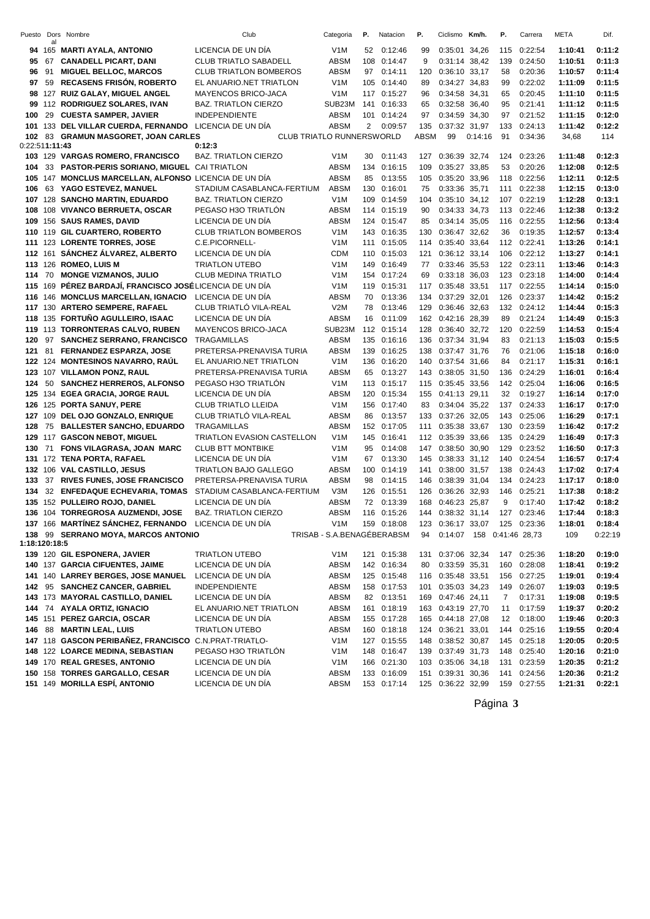| Puesto | Dorsal | Nombre | Club | Categoria | P. | Natacion | P. | Ciclismo | Km/h. | P. | Carrera | META | Dif. |
|---|---|---|---|---|---|---|---|---|---|---|---|---|---|
| 94 | 165 | MARTI AYALA, ANTONIO | LICENCIA DE UN DÍA | V1M | 52 | 0:12:46 | 99 | 0:35:01 | 34,26 | 115 | 0:22:54 | 1:10:41 | 0:11:2 |
| 95 | 67 | CANADELL PICART, DANI | CLUB TRIATLO SABADELL | ABSM | 108 | 0:14:47 | 9 | 0:31:14 | 38,42 | 139 | 0:24:50 | 1:10:51 | 0:11:3 |
| 96 | 91 | MIGUEL BELLOC, MARCOS | CLUB TRIATLON BOMBEROS | ABSM | 97 | 0:14:11 | 120 | 0:36:10 | 33,17 | 58 | 0:20:36 | 1:10:57 | 0:11:4 |
| 97 | 59 | RECASENS FRISÓN, ROBERTO | EL ANUARIO.NET TRIATLON | V1M | 105 | 0:14:40 | 89 | 0:34:27 | 34,83 | 99 | 0:22:02 | 1:11:09 | 0:11:5 |
| 98 | 127 | RUIZ GALAY, MIGUEL ANGEL | MAYENCOS BRICO-JACA | V1M | 117 | 0:15:27 | 96 | 0:34:58 | 34,31 | 65 | 0:20:45 | 1:11:10 | 0:11:5 |
| 99 | 112 | RODRIGUEZ SOLARES, IVAN | BAZ. TRIATLON CIERZO | SUB23M | 141 | 0:16:33 | 65 | 0:32:58 | 36,40 | 95 | 0:21:41 | 1:11:12 | 0:11:5 |
| 100 | 29 | CUESTA SAMPER, JAVIER | INDEPENDIENTE | ABSM | 101 | 0:14:24 | 97 | 0:34:59 | 34,30 | 97 | 0:21:52 | 1:11:15 | 0:12:0 |
| 101 | 133 | DEL VILLAR CUERDA, FERNANDO | LICENCIA DE UN DÍA | ABSM | 2 | 0:09:57 | 135 | 0:37:32 | 31,97 | 133 | 0:24:13 | 1:11:42 | 0:12:2 |
| 102 | 83 | GRAMUN MASGORET, JOAN CARLES | CLUB TRIATLO RUNNERSWORLD | ABSM | 99 | 0:14:16 | 91 | 0:34:36 | 34,68 | 114 | 0:22:51 | 1:11:43 | 0:12:3 |
| 103 | 129 | VARGAS ROMERO, FRANCISCO | BAZ. TRIATLON CIERZO | V1M | 30 | 0:11:43 | 127 | 0:36:39 | 32,74 | 124 | 0:23:26 | 1:11:48 | 0:12:3 |
| 104 | 33 | PASTOR-PERIS SORIANO, MIGUEL | CAI TRIATLON | ABSM | 134 | 0:16:15 | 109 | 0:35:27 | 33,85 | 53 | 0:20:26 | 1:12:08 | 0:12:5 |
| 105 | 147 | MONCLUS MARCELLAN, ALFONSO | LICENCIA DE UN DÍA | ABSM | 85 | 0:13:55 | 105 | 0:35:20 | 33,96 | 118 | 0:22:56 | 1:12:11 | 0:12:5 |
| 106 | 63 | YAGO ESTEVEZ, MANUEL | STADIUM CASABLANCA-FERTIUM | ABSM | 130 | 0:16:01 | 75 | 0:33:36 | 35,71 | 111 | 0:22:38 | 1:12:15 | 0:13:0 |
| 107 | 128 | SANCHO MARTIN, EDUARDO | BAZ. TRIATLON CIERZO | V1M | 109 | 0:14:59 | 104 | 0:35:10 | 34,12 | 107 | 0:22:19 | 1:12:28 | 0:13:1 |
| 108 | 108 | VIVANCO BERRUETA, OSCAR | PEGASO H3O TRIATLÓN | ABSM | 114 | 0:15:19 | 90 | 0:34:33 | 34,73 | 113 | 0:22:46 | 1:12:38 | 0:13:2 |
| 109 | 156 | SAUS RAMES, DAVID | LICENCIA DE UN DÍA | ABSM | 124 | 0:15:47 | 85 | 0:34:14 | 35,05 | 116 | 0:22:55 | 1:12:56 | 0:13:4 |
| 110 | 119 | GIL CUARTERO, ROBERTO | CLUB TRIATLON BOMBEROS | V1M | 143 | 0:16:35 | 130 | 0:36:47 | 32,62 | 36 | 0:19:35 | 1:12:57 | 0:13:4 |
| 111 | 123 | LORENTE TORRES, JOSE | C.E.PICORNELL- | V1M | 111 | 0:15:05 | 114 | 0:35:40 | 33,64 | 112 | 0:22:41 | 1:13:26 | 0:14:1 |
| 112 | 161 | SÁNCHEZ ÁLVAREZ, ALBERTO | LICENCIA DE UN DÍA | CDM | 110 | 0:15:03 | 121 | 0:36:12 | 33,14 | 106 | 0:22:12 | 1:13:27 | 0:14:1 |
| 113 | 126 | ROMEO, LUIS M | TRIATLON UTEBO | V1M | 149 | 0:16:49 | 77 | 0:33:46 | 35,53 | 122 | 0:23:11 | 1:13:46 | 0:14:3 |
| 114 | 70 | MONGE VIZMANOS, JULIO | CLUB MEDINA TRIATLO | V1M | 154 | 0:17:24 | 69 | 0:33:18 | 36,03 | 123 | 0:23:18 | 1:14:00 | 0:14:4 |
| 115 | 169 | PÉREZ BARDAJÍ, FRANCISCO JOSÉ | LICENCIA DE UN DÍA | V1M | 119 | 0:15:31 | 117 | 0:35:48 | 33,51 | 117 | 0:22:55 | 1:14:14 | 0:15:0 |
| 116 | 146 | MONCLUS MARCELLAN, IGNACIO | LICENCIA DE UN DÍA | ABSM | 70 | 0:13:36 | 134 | 0:37:29 | 32,01 | 126 | 0:23:37 | 1:14:42 | 0:15:2 |
| 117 | 130 | ARTERO SEMPERE, RAFAEL | CLUB TRIATLÓ VILA-REAL | V2M | 78 | 0:13:46 | 129 | 0:36:46 | 32,63 | 132 | 0:24:12 | 1:14:44 | 0:15:3 |
| 118 | 135 | FORTUÑO AGULLEIRO, ISAAC | LICENCIA DE UN DÍA | ABSM | 16 | 0:11:09 | 162 | 0:42:16 | 28,39 | 89 | 0:21:24 | 1:14:49 | 0:15:3 |
| 119 | 113 | TORRONTERAS CALVO, RUBEN | MAYENCOS BRICO-JACA | SUB23M | 112 | 0:15:14 | 128 | 0:36:40 | 32,72 | 120 | 0:22:59 | 1:14:53 | 0:15:4 |
| 120 | 97 | SANCHEZ SERRANO, FRANCISCO | TRAGAMILLAS | ABSM | 135 | 0:16:16 | 136 | 0:37:34 | 31,94 | 83 | 0:21:13 | 1:15:03 | 0:15:5 |
| 121 | 81 | FERNANDEZ ESPARZA, JOSE | PRETERSA-PRENAVISA TURIA | ABSM | 139 | 0:16:25 | 138 | 0:37:47 | 31,76 | 76 | 0:21:06 | 1:15:18 | 0:16:0 |
| 122 | 124 | MONTESINOS NAVARRO, RAÚL | EL ANUARIO.NET TRIATLON | V1M | 136 | 0:16:20 | 140 | 0:37:54 | 31,66 | 84 | 0:21:17 | 1:15:31 | 0:16:1 |
| 123 | 107 | VILLAMON PONZ, RAUL | PRETERSA-PRENAVISA TURIA | ABSM | 65 | 0:13:27 | 143 | 0:38:05 | 31,50 | 136 | 0:24:29 | 1:16:01 | 0:16:4 |
| 124 | 50 | SANCHEZ HERREROS, ALFONSO | PEGASO H3O TRIATLÓN | V1M | 113 | 0:15:17 | 115 | 0:35:45 | 33,56 | 142 | 0:25:04 | 1:16:06 | 0:16:5 |
| 125 | 134 | EGEA GRACIA, JORGE RAUL | LICENCIA DE UN DÍA | ABSM | 120 | 0:15:34 | 155 | 0:41:13 | 29,11 | 32 | 0:19:27 | 1:16:14 | 0:17:0 |
| 126 | 125 | PORTA SANUY, PERE | CLUB TRIATLO LLEIDA | V1M | 156 | 0:17:40 | 83 | 0:34:04 | 35,22 | 137 | 0:24:33 | 1:16:17 | 0:17:0 |
| 127 | 109 | DEL OJO GONZALO, ENRIQUE | CLUB TRIATLÓ VILA-REAL | ABSM | 86 | 0:13:57 | 133 | 0:37:26 | 32,05 | 143 | 0:25:06 | 1:16:29 | 0:17:1 |
| 128 | 75 | BALLESTER SANCHO, EDUARDO | TRAGAMILLAS | ABSM | 152 | 0:17:05 | 111 | 0:35:38 | 33,67 | 130 | 0:23:59 | 1:16:42 | 0:17:2 |
| 129 | 117 | GASCON NEBOT, MIGUEL | TRIATLON EVASION CASTELLON | V1M | 145 | 0:16:41 | 112 | 0:35:39 | 33,66 | 135 | 0:24:29 | 1:16:49 | 0:17:3 |
| 130 | 71 | FONS VILAGRASA, JOAN MARC | CLUB BTT MONTBIKE | V1M | 95 | 0:14:08 | 147 | 0:38:50 | 30,90 | 129 | 0:23:52 | 1:16:50 | 0:17:3 |
| 131 | 172 | TENA PORTA, RAFAEL | LICENCIA DE UN DÍA | V1M | 67 | 0:13:30 | 145 | 0:38:33 | 31,12 | 140 | 0:24:54 | 1:16:57 | 0:17:4 |
| 132 | 106 | VAL CASTILLO, JESUS | TRIATLON BAJO GALLEGO | ABSM | 100 | 0:14:19 | 141 | 0:38:00 | 31,57 | 138 | 0:24:43 | 1:17:02 | 0:17:4 |
| 133 | 37 | RIVES FUNES, JOSE FRANCISCO | PRETERSA-PRENAVISA TURIA | ABSM | 98 | 0:14:15 | 146 | 0:38:39 | 31,04 | 134 | 0:24:23 | 1:17:17 | 0:18:0 |
| 134 | 32 | ENFEDAQUE ECHEVARIA, TOMAS | STADIUM CASABLANCA-FERTIUM | V3M | 126 | 0:15:51 | 126 | 0:36:26 | 32,93 | 146 | 0:25:21 | 1:17:38 | 0:18:2 |
| 135 | 152 | PULLEIRO ROJO, DANIEL | LICENCIA DE UN DÍA | ABSM | 72 | 0:13:39 | 168 | 0:46:23 | 25,87 | 9 | 0:17:40 | 1:17:42 | 0:18:2 |
| 136 | 104 | TORREGROSA AUZMENDI, JOSE | BAZ. TRIATLON CIERZO | ABSM | 116 | 0:15:26 | 144 | 0:38:32 | 31,14 | 127 | 0:23:46 | 1:17:44 | 0:18:3 |
| 137 | 166 | MARTÍNEZ SÁNCHEZ, FERNANDO | LICENCIA DE UN DÍA | V1M | 159 | 0:18:08 | 123 | 0:36:17 | 33,07 | 125 | 0:23:36 | 1:18:01 | 0:18:4 |
| 138 | 99 | SERRANO MOYA, MARCOS ANTONIO | TRISAB - S.A.BENAGÉBER | ABSM | 94 | 0:14:07 | 158 | 0:41:46 | 28,73 | 109 | 0:22:19 | 1:18:12 | 0:18:5 |
| 139 | 120 | GIL ESPONERA, JAVIER | TRIATLON UTEBO | V1M | 121 | 0:15:38 | 131 | 0:37:06 | 32,34 | 147 | 0:25:36 | 1:18:20 | 0:19:0 |
| 140 | 137 | GARCIA CIFUENTES, JAIME | LICENCIA DE UN DÍA | ABSM | 142 | 0:16:34 | 80 | 0:33:59 | 35,31 | 160 | 0:28:08 | 1:18:41 | 0:19:2 |
| 141 | 140 | LARREY BERGES, JOSE MANUEL | LICENCIA DE UN DÍA | ABSM | 125 | 0:15:48 | 116 | 0:35:48 | 33,51 | 156 | 0:27:25 | 1:19:01 | 0:19:4 |
| 142 | 95 | SANCHEZ CANCER, GABRIEL | INDEPENDIENTE | ABSM | 158 | 0:17:53 | 101 | 0:35:03 | 34,23 | 149 | 0:26:07 | 1:19:03 | 0:19:5 |
| 143 | 173 | MAYORAL CASTILLO, DANIEL | LICENCIA DE UN DÍA | ABSM | 82 | 0:13:51 | 169 | 0:47:46 | 24,11 | 7 | 0:17:31 | 1:19:08 | 0:19:5 |
| 144 | 74 | AYALA ORTIZ, IGNACIO | EL ANUARIO.NET TRIATLON | ABSM | 161 | 0:18:19 | 163 | 0:43:19 | 27,70 | 11 | 0:17:59 | 1:19:37 | 0:20:2 |
| 145 | 151 | PEREZ GARCIA, OSCAR | LICENCIA DE UN DÍA | ABSM | 155 | 0:17:28 | 165 | 0:44:18 | 27,08 | 12 | 0:18:00 | 1:19:46 | 0:20:3 |
| 146 | 88 | MARTIN LEAL, LUIS | TRIATLON UTEBO | ABSM | 160 | 0:18:18 | 124 | 0:36:21 | 33,01 | 144 | 0:25:16 | 1:19:55 | 0:20:4 |
| 147 | 118 | GASCON PERIBAÑEZ, FRANCISCO | C.N.PRAT-TRIATLO- | V1M | 127 | 0:15:55 | 148 | 0:38:52 | 30,87 | 145 | 0:25:18 | 1:20:05 | 0:20:5 |
| 148 | 122 | LOARCE MEDINA, SEBASTIAN | PEGASO H3O TRIATLÓN | V1M | 148 | 0:16:47 | 139 | 0:37:49 | 31,73 | 148 | 0:25:40 | 1:20:16 | 0:21:0 |
| 149 | 170 | REAL GRESES, ANTONIO | LICENCIA DE UN DÍA | V1M | 166 | 0:21:30 | 103 | 0:35:06 | 34,18 | 131 | 0:23:59 | 1:20:35 | 0:21:2 |
| 150 | 158 | TORRES GARGALLO, CESAR | LICENCIA DE UN DÍA | ABSM | 133 | 0:16:09 | 151 | 0:39:31 | 30,36 | 141 | 0:24:56 | 1:20:36 | 0:21:2 |
| 151 | 149 | MORILLA ESPÍ, ANTONIO | LICENCIA DE UN DÍA | ABSM | 153 | 0:17:14 | 125 | 0:36:22 | 32,99 | 159 | 0:27:55 | 1:21:31 | 0:22:1 |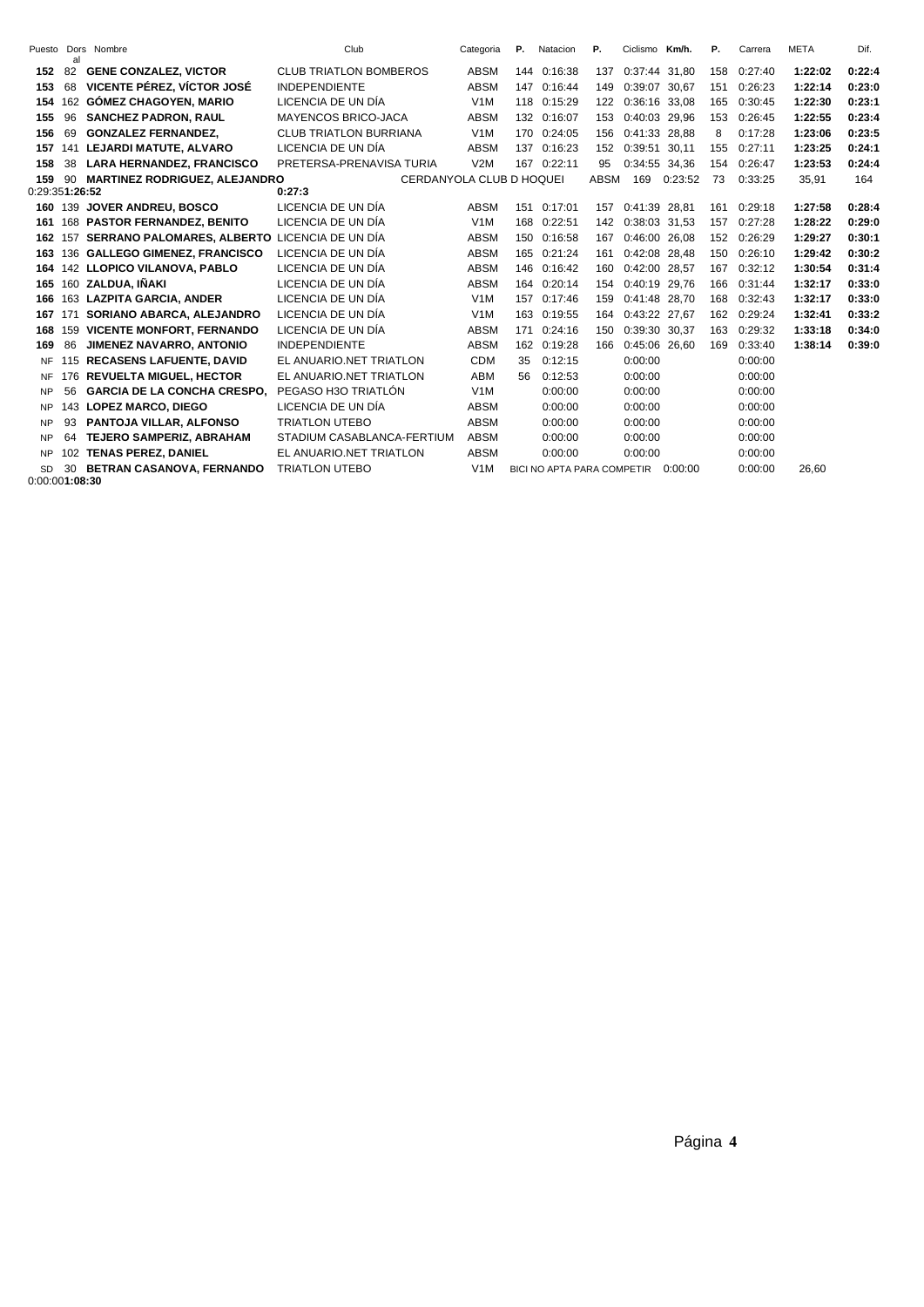| Puesto | Dorsal | Nombre | Club | Categoria | P. | Natacion | P. | Ciclismo | Km/h. | P. | Carrera | META | Dif. |
|---|---|---|---|---|---|---|---|---|---|---|---|---|---|
| **152** | 82 | **GENE CONZALEZ, VICTOR** | CLUB TRIATLON BOMBEROS | ABSM | 144 | 0:16:38 | 137 | 0:37:44 | 31,80 | 158 | 0:27:40 | **1:22:02** | **0:22:4** |
| **153** | 68 | **VICENTE PÉREZ, VÍCTOR JOSÉ** | INDEPENDIENTE | ABSM | 147 | 0:16:44 | 149 | 0:39:07 | 30,67 | 151 | 0:26:23 | **1:22:14** | **0:23:0** |
| **154** | 162 | **GÓMEZ CHAGOYEN, MARIO** | LICENCIA DE UN DÍA | V1M | 118 | 0:15:29 | 122 | 0:36:16 | 33,08 | 165 | 0:30:45 | **1:22:30** | **0:23:1** |
| **155** | 96 | **SANCHEZ PADRON, RAUL** | MAYENCOS BRICO-JACA | ABSM | 132 | 0:16:07 | 153 | 0:40:03 | 29,96 | 153 | 0:26:45 | **1:22:55** | **0:23:4** |
| **156** | 69 | **GONZALEZ FERNANDEZ,** | CLUB TRIATLON BURRIANA | V1M | 170 | 0:24:05 | 156 | 0:41:33 | 28,88 | 8 | 0:17:28 | **1:23:06** | **0:23:5** |
| **157** | 141 | **LEJARDI MATUTE, ALVARO** | LICENCIA DE UN DÍA | ABSM | 137 | 0:16:23 | 152 | 0:39:51 | 30,11 | 155 | 0:27:11 | **1:23:25** | **0:24:1** |
| **158** | 38 | **LARA HERNANDEZ, FRANCISCO** | PRETERSA-PRENAVISA TURIA | V2M | 167 | 0:22:11 | 95 | 0:34:55 | 34,36 | 154 | 0:26:47 | **1:23:53** | **0:24:4** |
| **159** | 90 | **MARTINEZ RODRIGUEZ, ALEJANDRO** | CERDANYOLA CLUB D HOQUEI | ABSM | 169 | 0:23:52 | 73 | 0:33:25 | 35,91 | 164 | 0:29:35 | **1:26:52** | **0:27:3** |
| **160** | 139 | **JOVER ANDREU, BOSCO** | LICENCIA DE UN DÍA | ABSM | 151 | 0:17:01 | 157 | 0:41:39 | 28,81 | 161 | 0:29:18 | **1:27:58** | **0:28:4** |
| **161** | 168 | **PASTOR FERNANDEZ, BENITO** | LICENCIA DE UN DÍA | V1M | 168 | 0:22:51 | 142 | 0:38:03 | 31,53 | 157 | 0:27:28 | **1:28:22** | **0:29:0** |
| **162** | 157 | **SERRANO PALOMARES, ALBERTO** | LICENCIA DE UN DÍA | ABSM | 150 | 0:16:58 | 167 | 0:46:00 | 26,08 | 152 | 0:26:29 | **1:29:27** | **0:30:1** |
| **163** | 136 | **GALLEGO GIMENEZ, FRANCISCO** | LICENCIA DE UN DÍA | ABSM | 165 | 0:21:24 | 161 | 0:42:08 | 28,48 | 150 | 0:26:10 | **1:29:42** | **0:30:2** |
| **164** | 142 | **LLOPICO VILANOVA, PABLO** | LICENCIA DE UN DÍA | ABSM | 146 | 0:16:42 | 160 | 0:42:00 | 28,57 | 167 | 0:32:12 | **1:30:54** | **0:31:4** |
| **165** | 160 | **ZALDUA, IÑAKI** | LICENCIA DE UN DÍA | ABSM | 164 | 0:20:14 | 154 | 0:40:19 | 29,76 | 166 | 0:31:44 | **1:32:17** | **0:33:0** |
| **166** | 163 | **LAZPITA GARCIA, ANDER** | LICENCIA DE UN DÍA | V1M | 157 | 0:17:46 | 159 | 0:41:48 | 28,70 | 168 | 0:32:43 | **1:32:17** | **0:33:0** |
| **167** | 171 | **SORIANO ABARCA, ALEJANDRO** | LICENCIA DE UN DÍA | V1M | 163 | 0:19:55 | 164 | 0:43:22 | 27,67 | 162 | 0:29:24 | **1:32:41** | **0:33:2** |
| **168** | 159 | **VICENTE MONFORT, FERNANDO** | LICENCIA DE UN DÍA | ABSM | 171 | 0:24:16 | 150 | 0:39:30 | 30,37 | 163 | 0:29:32 | **1:33:18** | **0:34:0** |
| **169** | 86 | **JIMENEZ NAVARRO, ANTONIO** | INDEPENDIENTE | ABSM | 162 | 0:19:28 | 166 | 0:45:06 | 26,60 | 169 | 0:33:40 | **1:38:14** | **0:39:0** |
| NF | 115 | **RECASENS LAFUENTE, DAVID** | EL ANUARIO.NET TRIATLON | CDM | 35 | 0:12:15 | | 0:00:00 | | | 0:00:00 | | |
| NF | 176 | **REVUELTA MIGUEL, HECTOR** | EL ANUARIO.NET TRIATLON | ABM | 56 | 0:12:53 | | 0:00:00 | | | 0:00:00 | | |
| NP | 56 | **GARCIA DE LA CONCHA CRESPO,** | PEGASO H3O TRIATLÓN | V1M | | 0:00:00 | | 0:00:00 | | | 0:00:00 | | |
| NP | 143 | **LOPEZ MARCO, DIEGO** | LICENCIA DE UN DÍA | ABSM | | 0:00:00 | | 0:00:00 | | | 0:00:00 | | |
| NP | 93 | **PANTOJA VILLAR, ALFONSO** | TRIATLON UTEBO | ABSM | | 0:00:00 | | 0:00:00 | | | 0:00:00 | | |
| NP | 64 | **TEJERO SAMPERIZ, ABRAHAM** | STADIUM CASABLANCA-FERTIUM | ABSM | | 0:00:00 | | 0:00:00 | | | 0:00:00 | | |
| NP | 102 | **TENAS PEREZ, DANIEL** | EL ANUARIO.NET TRIATLON | ABSM | | 0:00:00 | | 0:00:00 | | | 0:00:00 | | |
| SD | 30 | **BETRAN CASANOVA, FERNANDO** | TRIATLON UTEBO | V1M | BICI NO APTA PARA COMPETIR | | | | 0:00:00 | | 0:00:00 | 26,60 | |

0:00:00 **1:08:30**